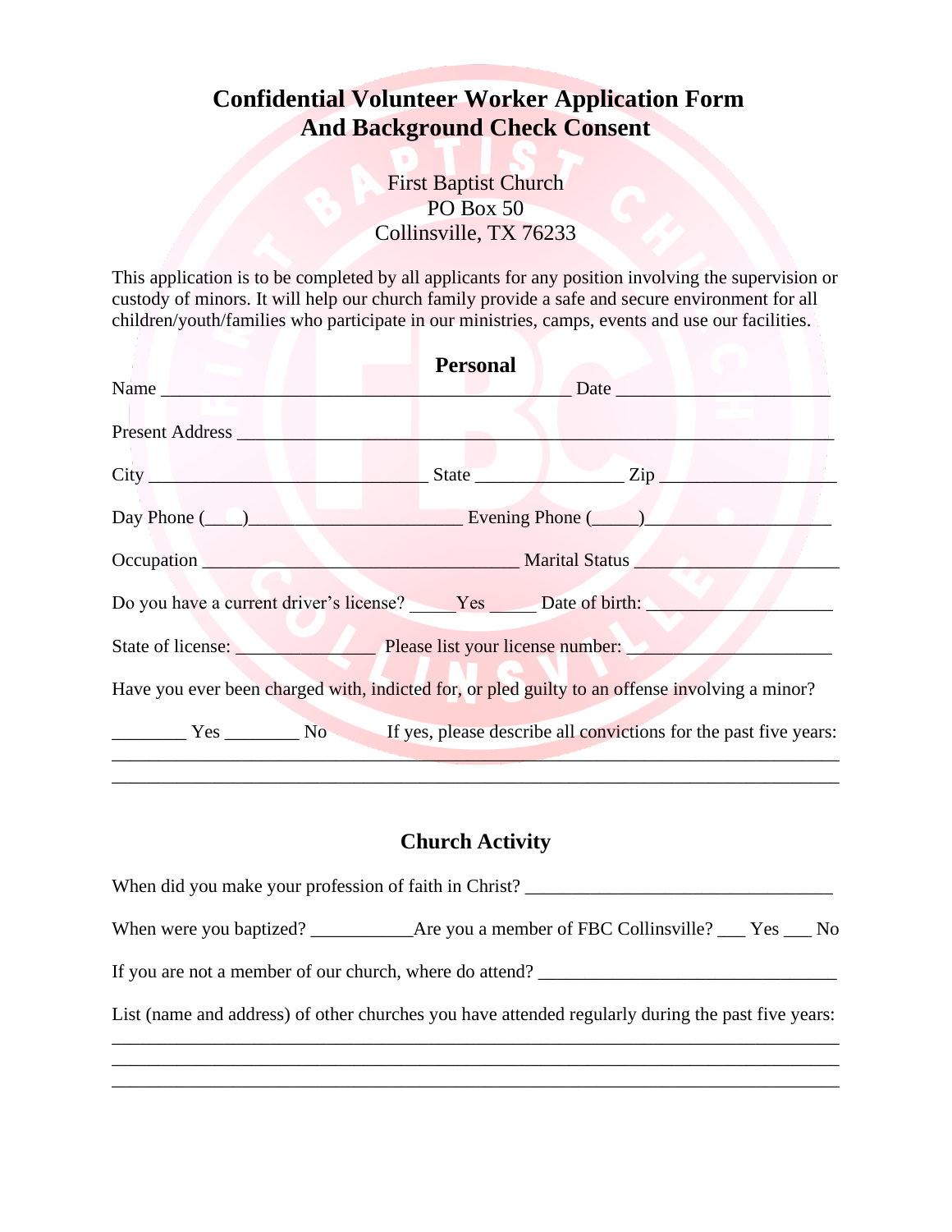# Confidential Volunteer Worker Application Form And Background Check Consent

First Baptist Church
PO Box 50
Collinsville, TX 76233

This application is to be completed by all applicants for any position involving the supervision or custody of minors. It will help our church family provide a safe and secure environment for all children/youth/families who participate in our ministries, camps, events and use our facilities.

## Personal

Name _____________________________________________ Date _______________________

Present Address _________________________________________________________________

City ______________________________ State ________________ Zip ___________________

Day Phone (____)______________________ Evening Phone (_____)____________________

Occupation __________________________________ Marital Status _____________________

Do you have a current driver's license? _____Yes _____ Date of birth: ___________________

State of license: _______________ Please list your license number: _____________________

Have you ever been charged with, indicted for, or pled guilty to an offense involving a minor?

________ Yes ________ No If yes, please describe all convictions for the past five years:
_______________________________________________________________________________
_______________________________________________________________________________

## Church Activity

When did you make your profession of faith in Christ? _________________________________

When were you baptized? ___________Are you a member of FBC Collinsville? ___ Yes ___ No

If you are not a member of our church, where do attend? ________________________________

List (name and address) of other churches you have attended regularly during the past five years:
_______________________________________________________________________________
_______________________________________________________________________________
_______________________________________________________________________________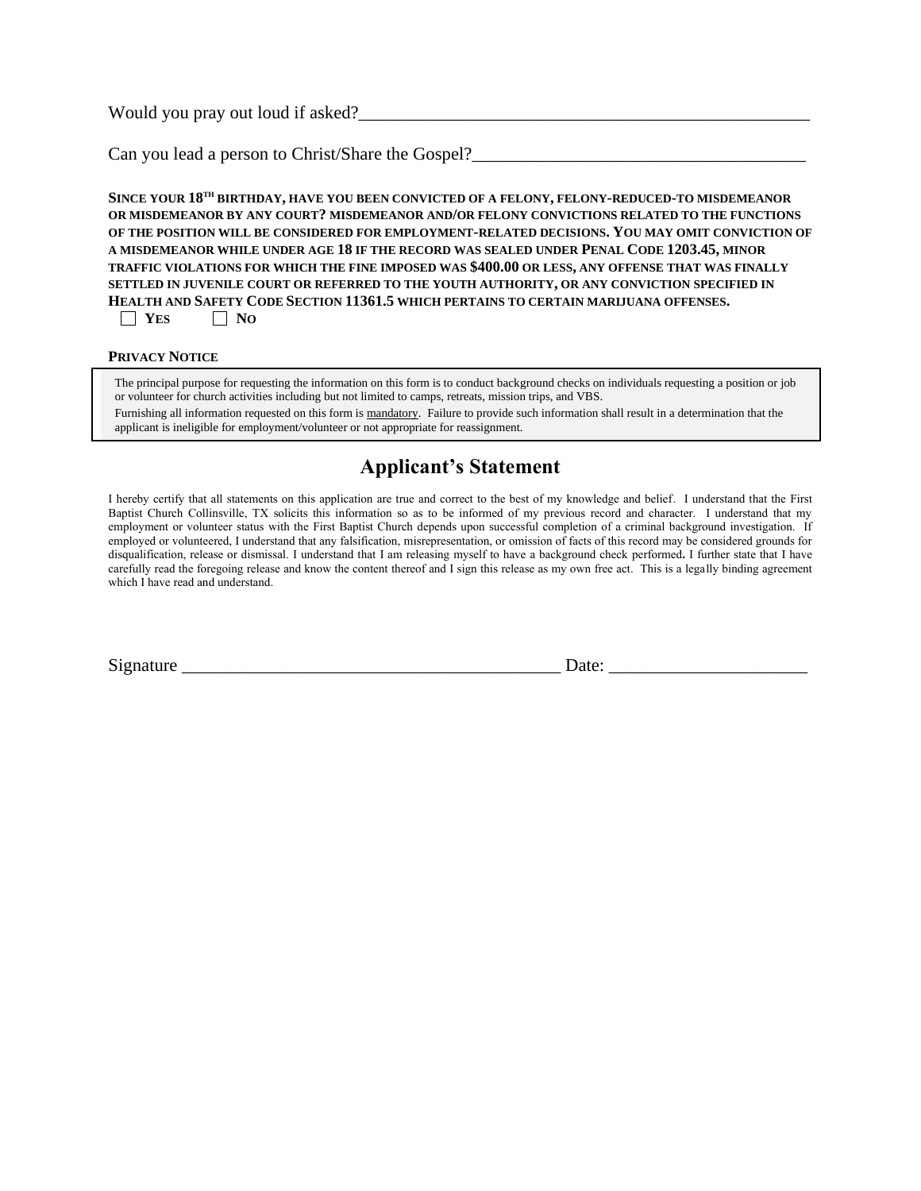Would you pray out loud if asked?\_\_\_\_\_\_\_\_\_\_\_\_\_\_\_\_\_\_\_\_\_\_\_\_\_\_\_\_\_\_\_\_\_\_\_\_\_\_\_\_\_\_\_\_\_\_\_\_\_\_\_\_\_

Can you lead a person to Christ/Share the Gospel?\_\_\_\_\_\_\_\_\_\_\_\_\_\_\_\_\_\_\_\_\_\_\_\_\_\_\_\_\_\_\_\_\_\_\_\_\_\_\_

**SINCE YOUR 18TH BIRTHDAY, HAVE YOU BEEN CONVICTED OF A FELONY, FELONY-REDUCED-TO MISDEMEANOR OR MISDEMEANOR BY ANY COURT? MISDEMEANOR AND/OR FELONY CONVICTIONS RELATED TO THE FUNCTIONS OF THE POSITION WILL BE CONSIDERED FOR EMPLOYMENT-RELATED DECISIONS. YOU MAY OMIT CONVICTION OF A MISDEMEANOR WHILE UNDER AGE 18 IF THE RECORD WAS SEALED UNDER PENAL CODE 1203.45, MINOR TRAFFIC VIOLATIONS FOR WHICH THE FINE IMPOSED WAS $400.00 OR LESS, ANY OFFENSE THAT WAS FINALLY SETTLED IN JUVENILE COURT OR REFERRED TO THE YOUTH AUTHORITY, OR ANY CONVICTION SPECIFIED IN HEALTH AND SAFETY CODE SECTION 11361.5 WHICH PERTAINS TO CERTAIN MARIJUANA OFFENSES.**

☐ **YES** ☐ **NO**

**PRIVACY NOTICE**

The principal purpose for requesting the information on this form is to conduct background checks on individuals requesting a position or job or volunteer for church activities including but not limited to camps, retreats, mission trips, and VBS.

Furnishing all information requested on this form is mandatory. Failure to provide such information shall result in a determination that the applicant is ineligible for employment/volunteer or not appropriate for reassignment.

## Applicant's Statement

I hereby certify that all statements on this application are true and correct to the best of my knowledge and belief. I understand that the First Baptist Church Collinsville, TX solicits this information so as to be informed of my previous record and character. I understand that my employment or volunteer status with the First Baptist Church depends upon successful completion of a criminal background investigation. If employed or volunteered, I understand that any falsification, misrepresentation, or omission of facts of this record may be considered grounds for disqualification, release or dismissal. I understand that I am releasing myself to have a background check performed**.** I further state that I have carefully read the foregoing release and know the content thereof and I sign this release as my own free act. This is a legally binding agreement which I have read and understand.

Signature \_\_\_\_\_\_\_\_\_\_\_\_\_\_\_\_\_\_\_\_\_\_\_\_\_\_\_\_\_\_\_\_\_\_\_\_\_\_\_\_\_\_ Date: \_\_\_\_\_\_\_\_\_\_\_\_\_\_\_\_\_\_\_\_\_\_